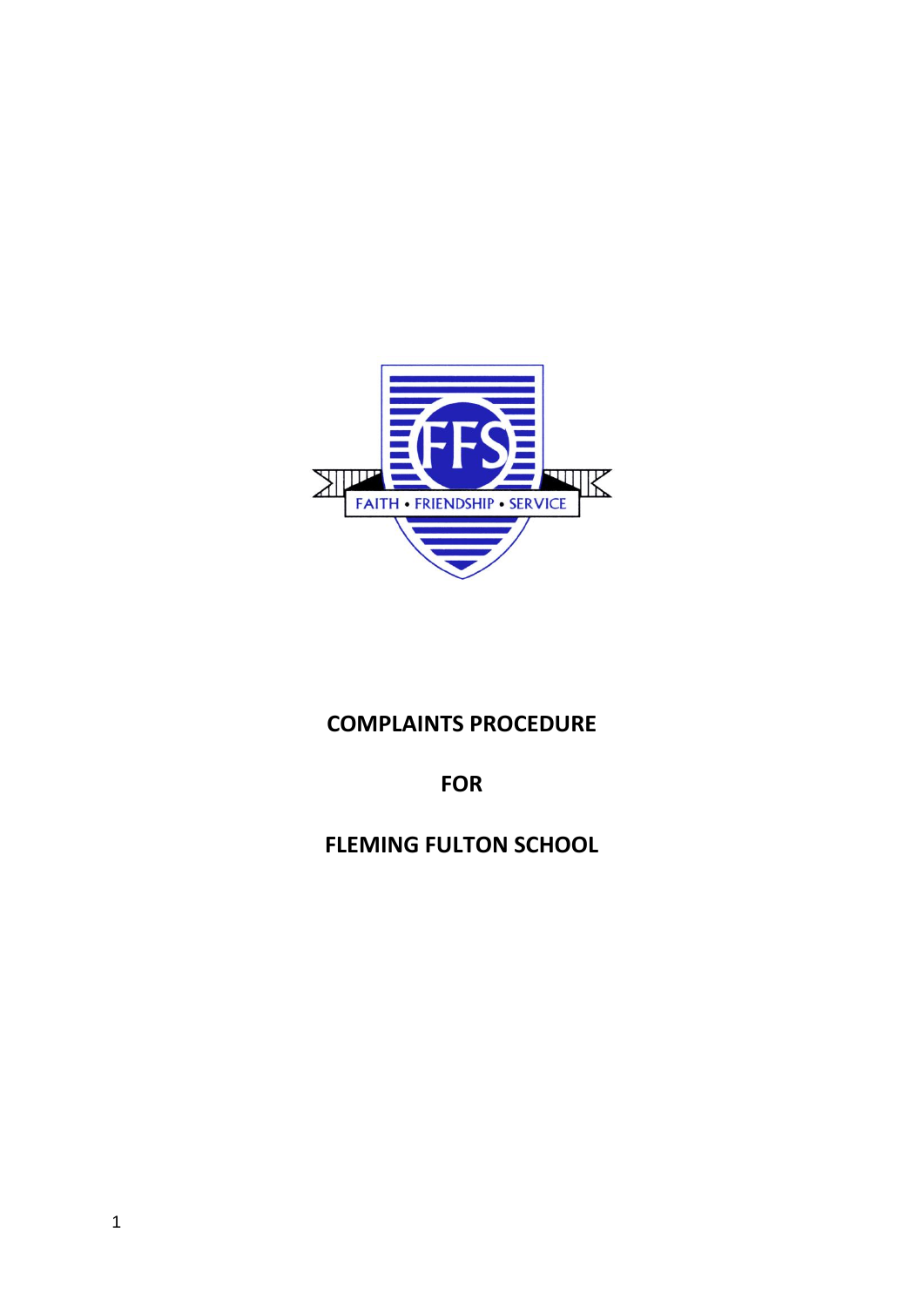# COMPLAINTS PROCEDURE

# FOR

# FLEMING FULTON SCHOOL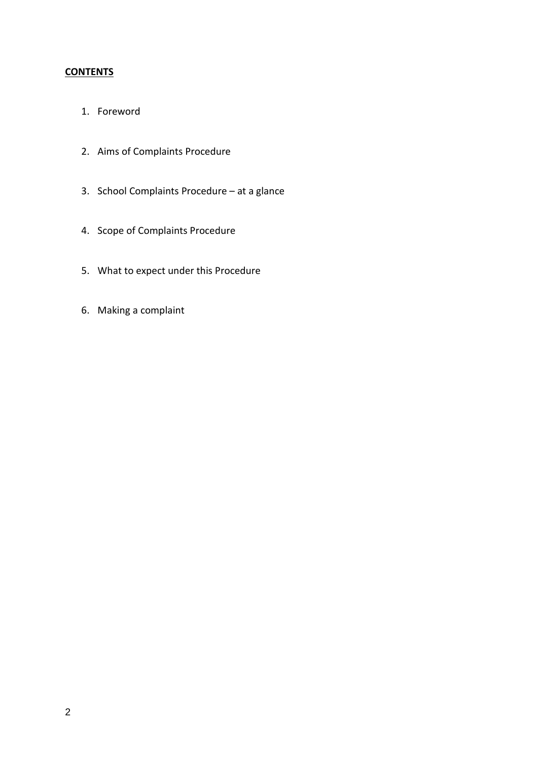**CONTENTS**

1. Foreword

2. Aims of Complaints Procedure

3. School Complaints Procedure – at a glance

4. Scope of Complaints Procedure

5. What to expect under this Procedure

6. Making a complaint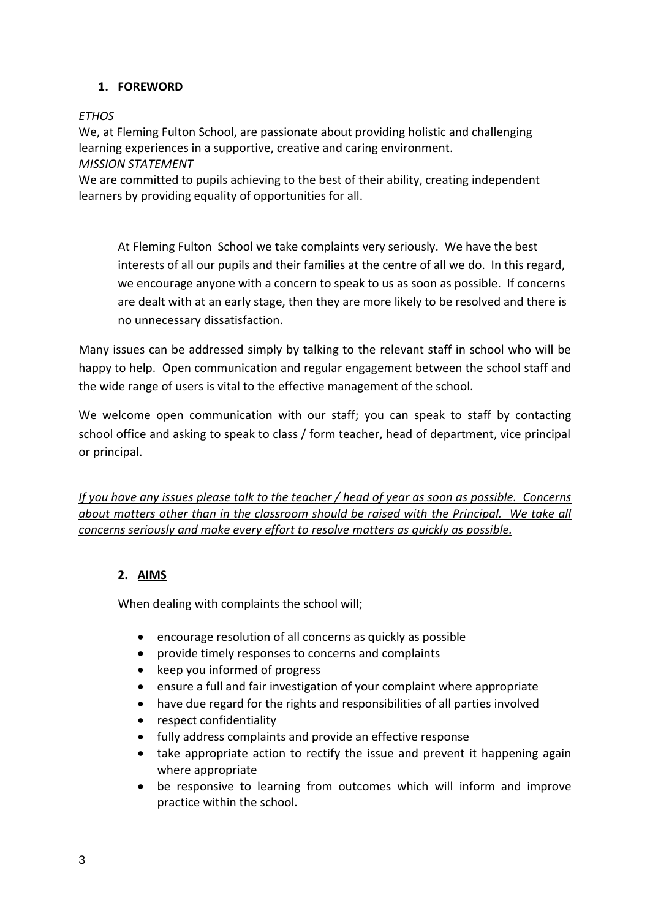## 1. FOREWORD

*ETHOS*

We, at Fleming Fulton School, are passionate about providing holistic and challenging learning experiences in a supportive, creative and caring environment.

*MISSION STATEMENT*

We are committed to pupils achieving to the best of their ability, creating independent learners by providing equality of opportunities for all.

At Fleming Fulton School we take complaints very seriously. We have the best interests of all our pupils and their families at the centre of all we do. In this regard, we encourage anyone with a concern to speak to us as soon as possible. If concerns are dealt with at an early stage, then they are more likely to be resolved and there is no unnecessary dissatisfaction.

Many issues can be addressed simply by talking to the relevant staff in school who will be happy to help. Open communication and regular engagement between the school staff and the wide range of users is vital to the effective management of the school.

We welcome open communication with our staff; you can speak to staff by contacting school office and asking to speak to class / form teacher, head of department, vice principal or principal.

*If you have any issues please talk to the teacher / head of year as soon as possible. Concerns about matters other than in the classroom should be raised with the Principal. We take all concerns seriously and make every effort to resolve matters as quickly as possible.*

## 2. AIMS

When dealing with complaints the school will;

- encourage resolution of all concerns as quickly as possible
- provide timely responses to concerns and complaints
- keep you informed of progress
- ensure a full and fair investigation of your complaint where appropriate
- have due regard for the rights and responsibilities of all parties involved
- respect confidentiality
- fully address complaints and provide an effective response
- take appropriate action to rectify the issue and prevent it happening again where appropriate
- be responsive to learning from outcomes which will inform and improve practice within the school.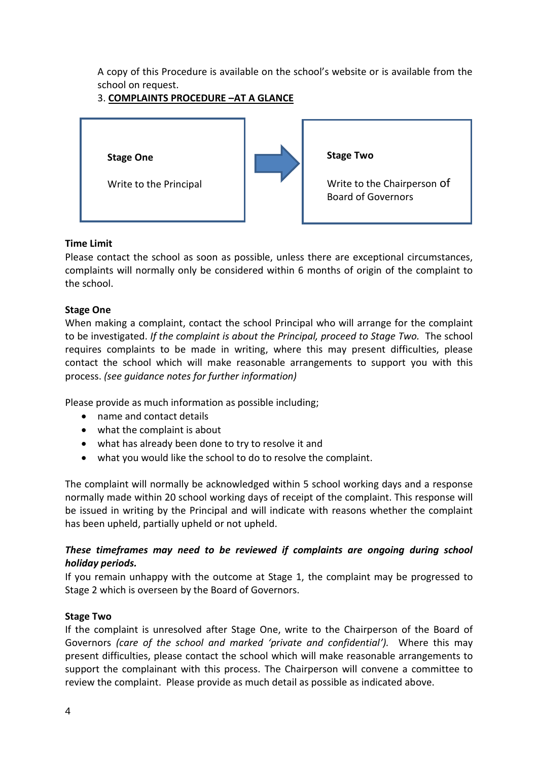A copy of this Procedure is available on the school's website or is available from the school on request.

## 3. COMPLAINTS PROCEDURE –AT A GLANCE

| **Stage One** | → | **Stage Two** |
|---|---|---|
| Write to the Principal | | Write to the Chairperson of Board of Governors |

**Time Limit**

Please contact the school as soon as possible, unless there are exceptional circumstances, complaints will normally only be considered within 6 months of origin of the complaint to the school.

**Stage One**

When making a complaint, contact the school Principal who will arrange for the complaint to be investigated. *If the complaint is about the Principal, proceed to Stage Two.* The school requires complaints to be made in writing, where this may present difficulties, please contact the school which will make reasonable arrangements to support you with this process. *(see guidance notes for further information)*

Please provide as much information as possible including;

- name and contact details
- what the complaint is about
- what has already been done to try to resolve it and
- what you would like the school to do to resolve the complaint.

The complaint will normally be acknowledged within 5 school working days and a response normally made within 20 school working days of receipt of the complaint. This response will be issued in writing by the Principal and will indicate with reasons whether the complaint has been upheld, partially upheld or not upheld.

***These timeframes may need to be reviewed if complaints are ongoing during school holiday periods.***

If you remain unhappy with the outcome at Stage 1, the complaint may be progressed to Stage 2 which is overseen by the Board of Governors.

**Stage Two**

If the complaint is unresolved after Stage One, write to the Chairperson of the Board of Governors *(care of the school and marked 'private and confidential').* Where this may present difficulties, please contact the school which will make reasonable arrangements to support the complainant with this process. The Chairperson will convene a committee to review the complaint. Please provide as much detail as possible as indicated above.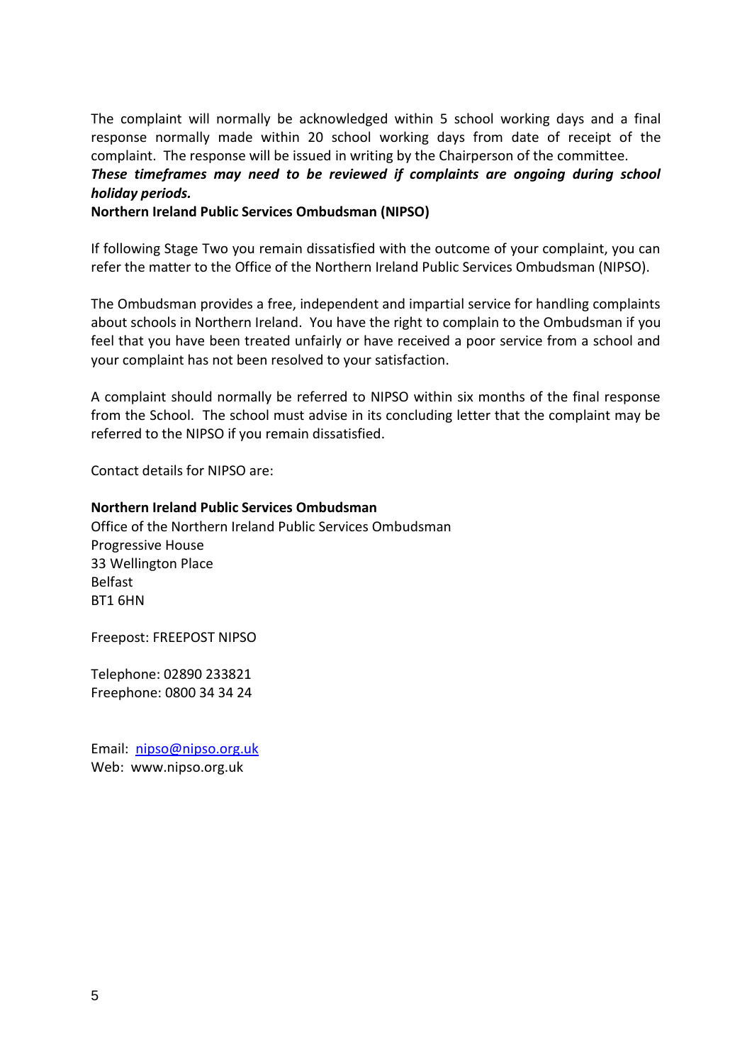The complaint will normally be acknowledged within 5 school working days and a final response normally made within 20 school working days from date of receipt of the complaint. The response will be issued in writing by the Chairperson of the committee.

***These timeframes may need to be reviewed if complaints are ongoing during school holiday periods.***

**Northern Ireland Public Services Ombudsman (NIPSO)**

If following Stage Two you remain dissatisfied with the outcome of your complaint, you can refer the matter to the Office of the Northern Ireland Public Services Ombudsman (NIPSO).

The Ombudsman provides a free, independent and impartial service for handling complaints about schools in Northern Ireland. You have the right to complain to the Ombudsman if you feel that you have been treated unfairly or have received a poor service from a school and your complaint has not been resolved to your satisfaction.

A complaint should normally be referred to NIPSO within six months of the final response from the School. The school must advise in its concluding letter that the complaint may be referred to the NIPSO if you remain dissatisfied.

Contact details for NIPSO are:

**Northern Ireland Public Services Ombudsman**
Office of the Northern Ireland Public Services Ombudsman
Progressive House
33 Wellington Place
Belfast
BT1 6HN

Freepost: FREEPOST NIPSO

Telephone: 02890 233821
Freephone: 0800 34 34 24

Email: nipso@nipso.org.uk
Web: www.nipso.org.uk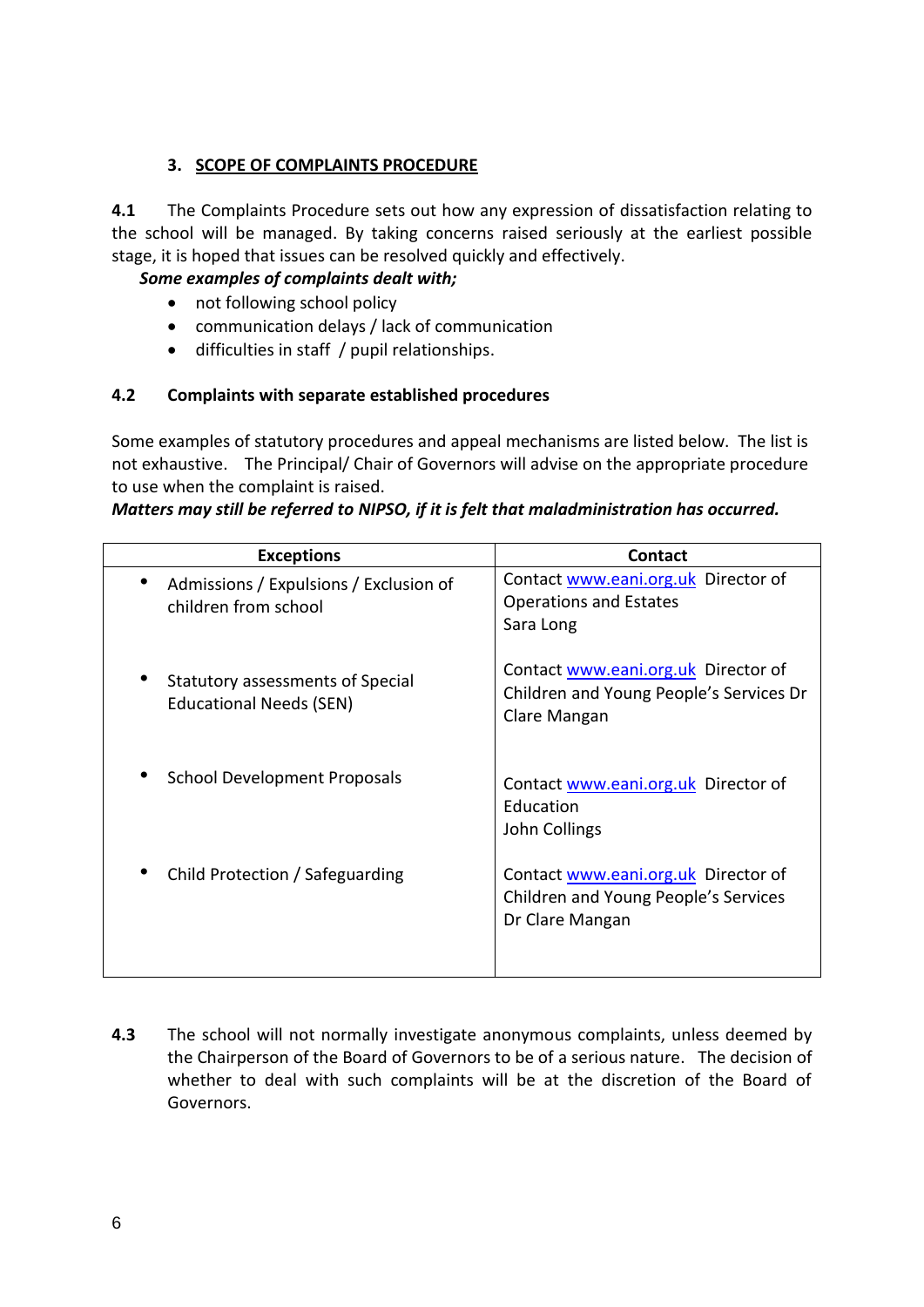## 3. SCOPE OF COMPLAINTS PROCEDURE

**4.1** The Complaints Procedure sets out how any expression of dissatisfaction relating to the school will be managed. By taking concerns raised seriously at the earliest possible stage, it is hoped that issues can be resolved quickly and effectively.

***Some examples of complaints dealt with;***

- not following school policy
- communication delays / lack of communication
- difficulties in staff / pupil relationships.

**4.2 Complaints with separate established procedures**

Some examples of statutory procedures and appeal mechanisms are listed below. The list is not exhaustive. The Principal/ Chair of Governors will advise on the appropriate procedure to use when the complaint is raised.

***Matters may still be referred to NIPSO, if it is felt that maladministration has occurred.***

| Exceptions | Contact |
|---|---|
| • Admissions / Expulsions / Exclusion of children from school | Contact www.eani.org.uk Director of Operations and Estates<br>Sara Long |
| • Statutory assessments of Special Educational Needs (SEN) | Contact www.eani.org.uk Director of Children and Young People's Services Dr Clare Mangan |
| • School Development Proposals | Contact www.eani.org.uk Director of Education<br>John Collings |
| • Child Protection / Safeguarding | Contact www.eani.org.uk Director of Children and Young People's Services<br>Dr Clare Mangan |

**4.3** The school will not normally investigate anonymous complaints, unless deemed by the Chairperson of the Board of Governors to be of a serious nature. The decision of whether to deal with such complaints will be at the discretion of the Board of Governors.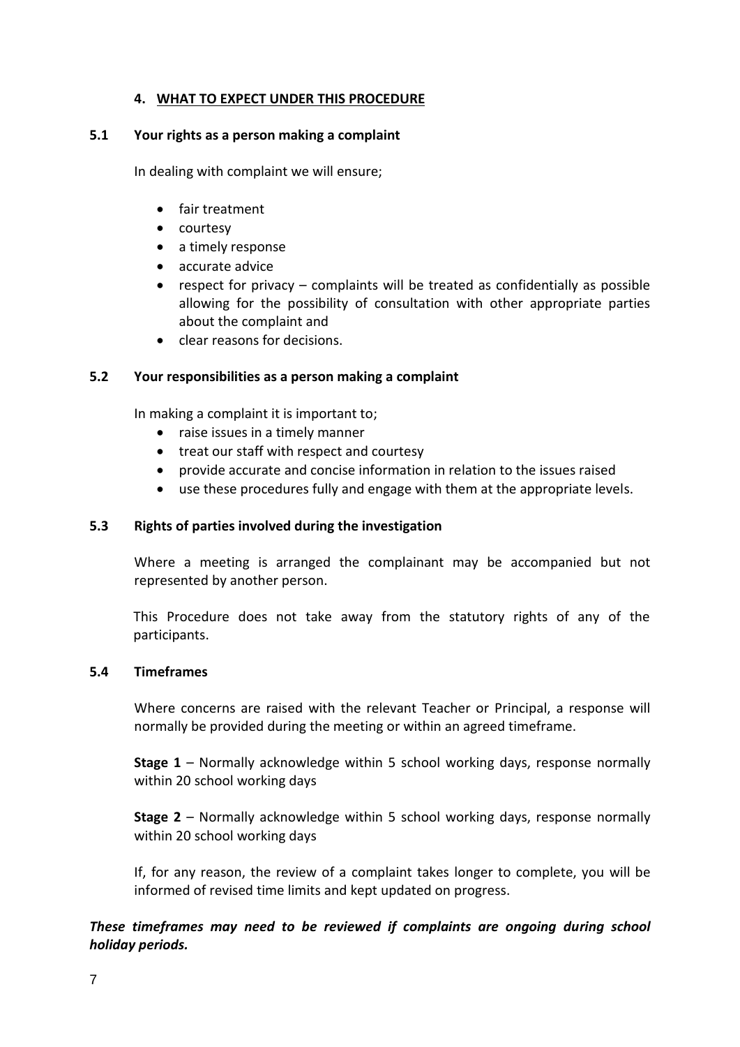## 4. WHAT TO EXPECT UNDER THIS PROCEDURE

### 5.1 Your rights as a person making a complaint

In dealing with complaint we will ensure;

- fair treatment
- courtesy
- a timely response
- accurate advice
- respect for privacy – complaints will be treated as confidentially as possible allowing for the possibility of consultation with other appropriate parties about the complaint and
- clear reasons for decisions.

### 5.2 Your responsibilities as a person making a complaint

In making a complaint it is important to;

- raise issues in a timely manner
- treat our staff with respect and courtesy
- provide accurate and concise information in relation to the issues raised
- use these procedures fully and engage with them at the appropriate levels.

### 5.3 Rights of parties involved during the investigation

Where a meeting is arranged the complainant may be accompanied but not represented by another person.

This Procedure does not take away from the statutory rights of any of the participants.

### 5.4 Timeframes

Where concerns are raised with the relevant Teacher or Principal, a response will normally be provided during the meeting or within an agreed timeframe.

**Stage 1** – Normally acknowledge within 5 school working days, response normally within 20 school working days

**Stage 2** – Normally acknowledge within 5 school working days, response normally within 20 school working days

If, for any reason, the review of a complaint takes longer to complete, you will be informed of revised time limits and kept updated on progress.

***These timeframes may need to be reviewed if complaints are ongoing during school holiday periods.***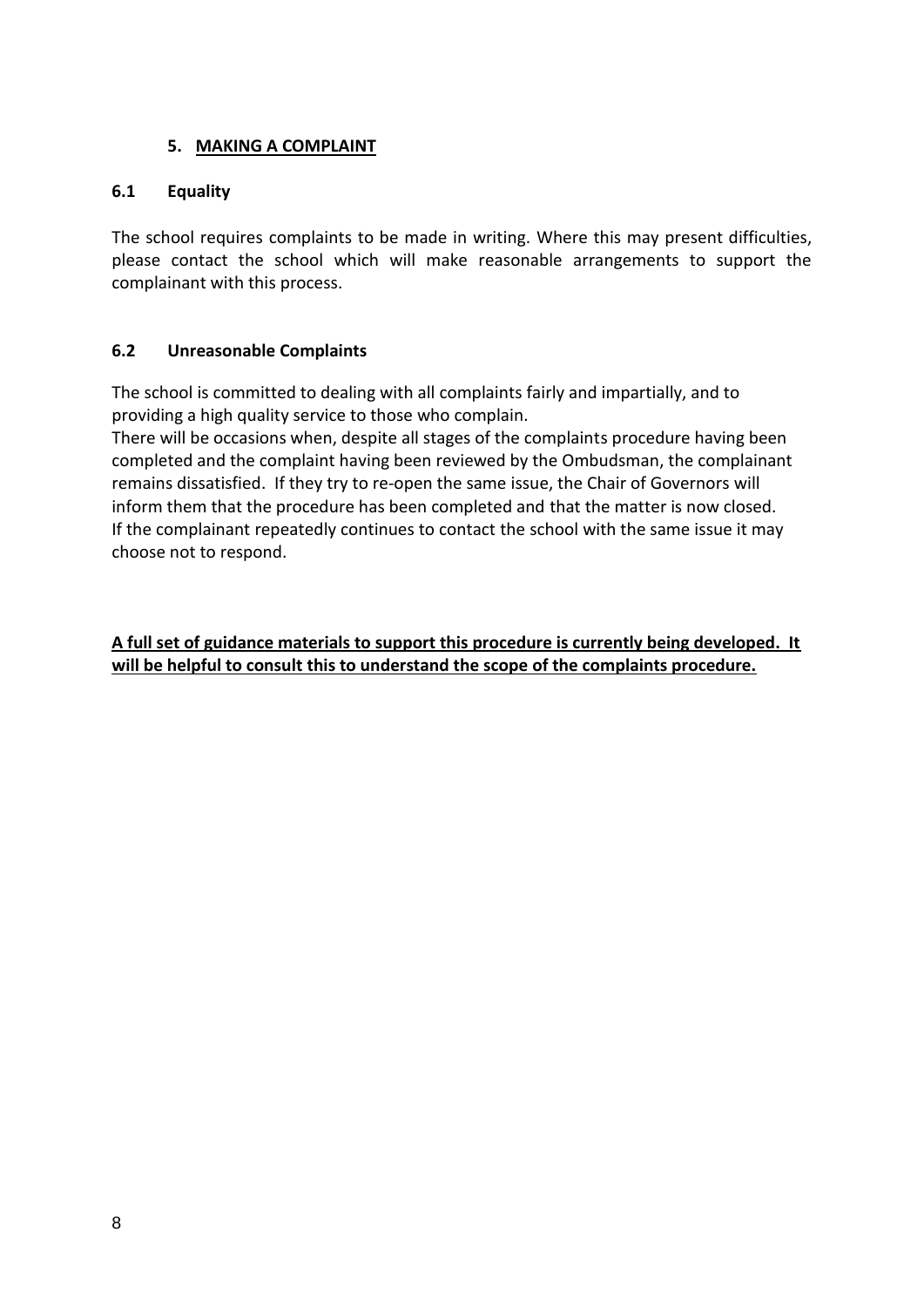## 5. MAKING A COMPLAINT

### 6.1 Equality

The school requires complaints to be made in writing. Where this may present difficulties, please contact the school which will make reasonable arrangements to support the complainant with this process.

### 6.2 Unreasonable Complaints

The school is committed to dealing with all complaints fairly and impartially, and to providing a high quality service to those who complain.
There will be occasions when, despite all stages of the complaints procedure having been completed and the complaint having been reviewed by the Ombudsman, the complainant remains dissatisfied. If they try to re-open the same issue, the Chair of Governors will inform them that the procedure has been completed and that the matter is now closed.
If the complainant repeatedly continues to contact the school with the same issue it may choose not to respond.

**A full set of guidance materials to support this procedure is currently being developed. It will be helpful to consult this to understand the scope of the complaints procedure.**